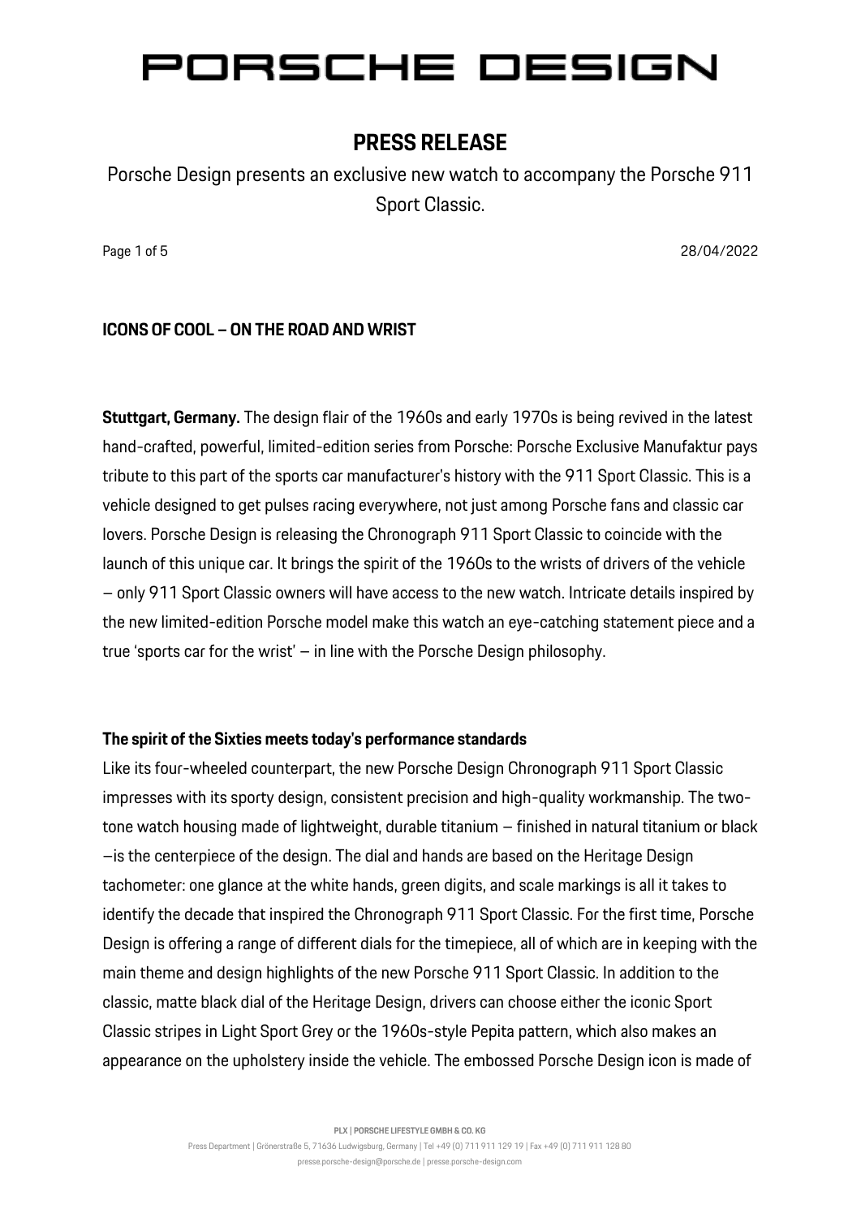# PORSCHE DESIGN

## PRESS RELEASE

Porsche Design presents an exclusive new watch to accompany the Porsche 911 Sport Classic.

28/04/2022

### ICONS OF COOL – ON THE ROAD AND WRIST

**Stuttgart, Germany.** The design flair of the 1960s and early 1970s is being revived in the latest hand-crafted, powerful, limited-edition series from Porsche: Porsche Exclusive Manufaktur pays tribute to this part of the sports car manufacturer's history with the 911 Sport Classic. This is a vehicle designed to get pulses racing everywhere, not just among Porsche fans and classic car lovers. Porsche Design is releasing the Chronograph 911 Sport Classic to coincide with the launch of this unique car. It brings the spirit of the 1960s to the wrists of drivers of the vehicle – only 911 Sport Classic owners will have access to the new watch. Intricate details inspired by the new limited-edition Porsche model make this watch an eye-catching statement piece and a true 'sports car for the wrist' – in line with the Porsche Design philosophy.

### The spirit of the Sixties meets today's performance standards

Like its four-wheeled counterpart, the new Porsche Design Chronograph 911 Sport Classic impresses with its sporty design, consistent precision and high-quality workmanship. The two-tone watch housing made of lightweight, durable titanium – finished in natural titanium or black –is the centerpiece of the design. The dial and hands are based on the Heritage Design tachometer: one glance at the white hands, green digits, and scale markings is all it takes to identify the decade that inspired the Chronograph 911 Sport Classic. For the first time, Porsche Design is offering a range of different dials for the timepiece, all of which are in keeping with the main theme and design highlights of the new Porsche 911 Sport Classic. In addition to the classic, matte black dial of the Heritage Design, drivers can choose either the iconic Sport Classic stripes in Light Sport Grey or the 1960s-style Pepita pattern, which also makes an appearance on the upholstery inside the vehicle. The embossed Porsche Design icon is made of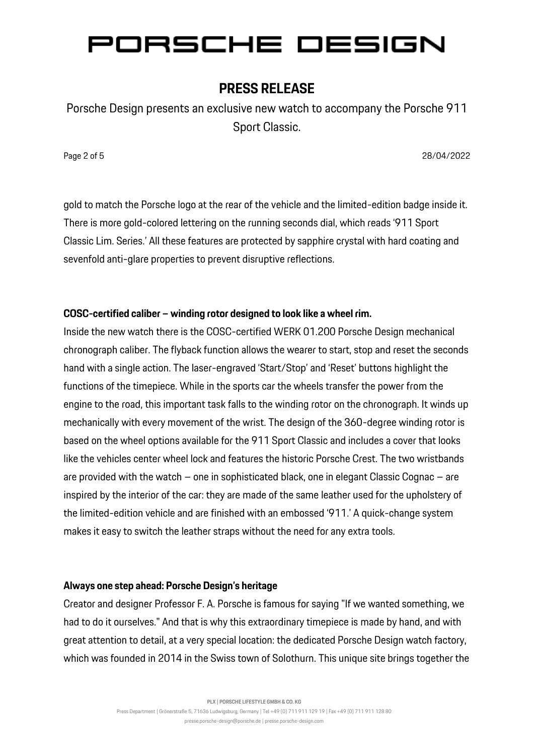gold to match the Porsche logo at the rear of the vehicle and the limited-edition badge inside it. There is more gold-colored lettering on the running seconds dial, which reads '911 Sport Classic Lim. Series.' All these features are protected by sapphire crystal with hard coating and sevenfold anti-glare properties to prevent disruptive reflections.

**COSC-certified caliber – winding rotor designed to look like a wheel rim.**

Inside the new watch there is the COSC-certified WERK 01.200 Porsche Design mechanical chronograph caliber. The flyback function allows the wearer to start, stop and reset the seconds hand with a single action. The laser-engraved 'Start/Stop' and 'Reset' buttons highlight the functions of the timepiece. While in the sports car the wheels transfer the power from the engine to the road, this important task falls to the winding rotor on the chronograph. It winds up mechanically with every movement of the wrist. The design of the 360-degree winding rotor is based on the wheel options available for the 911 Sport Classic and includes a cover that looks like the vehicles center wheel lock and features the historic Porsche Crest. The two wristbands are provided with the watch – one in sophisticated black, one in elegant Classic Cognac – are inspired by the interior of the car: they are made of the same leather used for the upholstery of the limited-edition vehicle and are finished with an embossed '911.' A quick-change system makes it easy to switch the leather straps without the need for any extra tools.

**Always one step ahead: Porsche Design's heritage**

Creator and designer Professor F. A. Porsche is famous for saying "If we wanted something, we had to do it ourselves." And that is why this extraordinary timepiece is made by hand, and with great attention to detail, at a very special location: the dedicated Porsche Design watch factory, which was founded in 2014 in the Swiss town of Solothurn. This unique site brings together the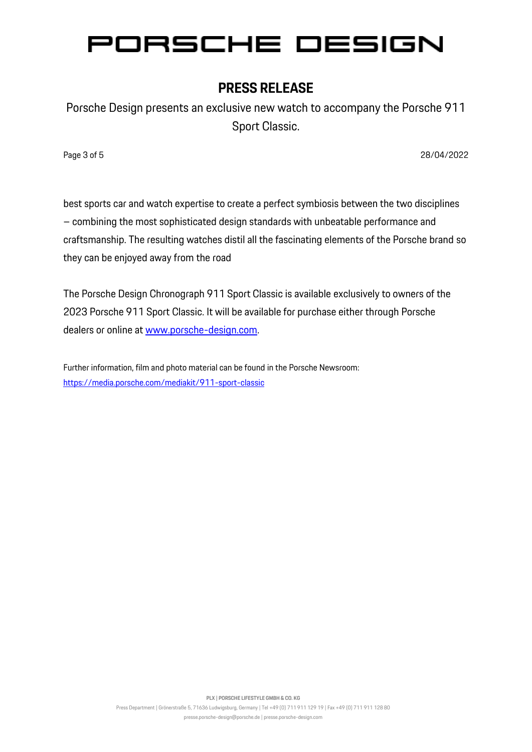best sports car and watch expertise to create a perfect symbiosis between the two disciplines – combining the most sophisticated design standards with unbeatable performance and craftsmanship. The resulting watches distil all the fascinating elements of the Porsche brand so they can be enjoyed away from the road

The Porsche Design Chronograph 911 Sport Classic is available exclusively to owners of the 2023 Porsche 911 Sport Classic. It will be available for purchase either through Porsche dealers or online at [www.porsche-design.com](www.porsche-design.com).

Further information, film and photo material can be found in the Porsche Newsroom:
[https://media.porsche.com/mediakit/911-sport-classic](https://media.porsche.com/mediakit/911-sport-classic)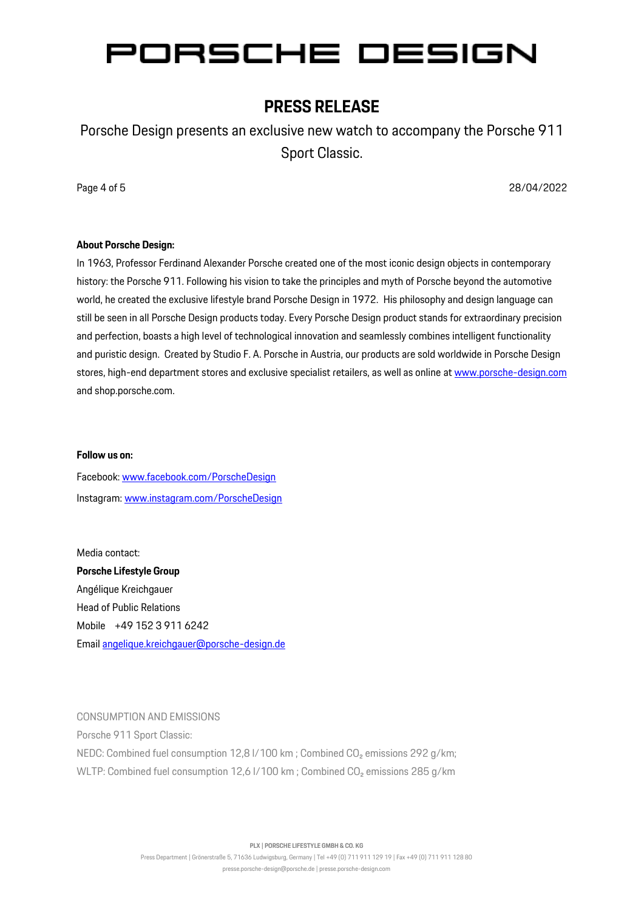# PORSCHE DESIGN

## PRESS RELEASE

Porsche Design presents an exclusive new watch to accompany the Porsche 911 Sport Classic.

28/04/2022

**About Porsche Design:**

In 1963, Professor Ferdinand Alexander Porsche created one of the most iconic design objects in contemporary history: the Porsche 911. Following his vision to take the principles and myth of Porsche beyond the automotive world, he created the exclusive lifestyle brand Porsche Design in 1972. His philosophy and design language can still be seen in all Porsche Design products today. Every Porsche Design product stands for extraordinary precision and perfection, boasts a high level of technological innovation and seamlessly combines intelligent functionality and puristic design. Created by Studio F. A. Porsche in Austria, our products are sold worldwide in Porsche Design stores, high-end department stores and exclusive specialist retailers, as well as online at www.porsche-design.com and shop.porsche.com.

**Follow us on:**

Facebook: www.facebook.com/PorscheDesign

Instagram: www.instagram.com/PorscheDesign

Media contact:

**Porsche Lifestyle Group**

Angélique Kreichgauer

Head of Public Relations

Mobile +49 152 3 911 6242

Email angelique.kreichgauer@porsche-design.de

CONSUMPTION AND EMISSIONS

Porsche 911 Sport Classic:

NEDC: Combined fuel consumption 12,8 l/100 km ; Combined $CO_2$ emissions 292 g/km;

WLTP: Combined fuel consumption 12,6 l/100 km ; Combined $CO_2$ emissions 285 g/km

PLX | PORSCHE LIFESTYLE GMBH & CO. KG

Press Department | Grönerstraße 5, 71636 Ludwigsburg, Germany | Tel +49 (0) 711 911 129 19 | Fax +49 (0) 711 911 128 80

presse.porsche-design@porsche.de | presse.porsche-design.com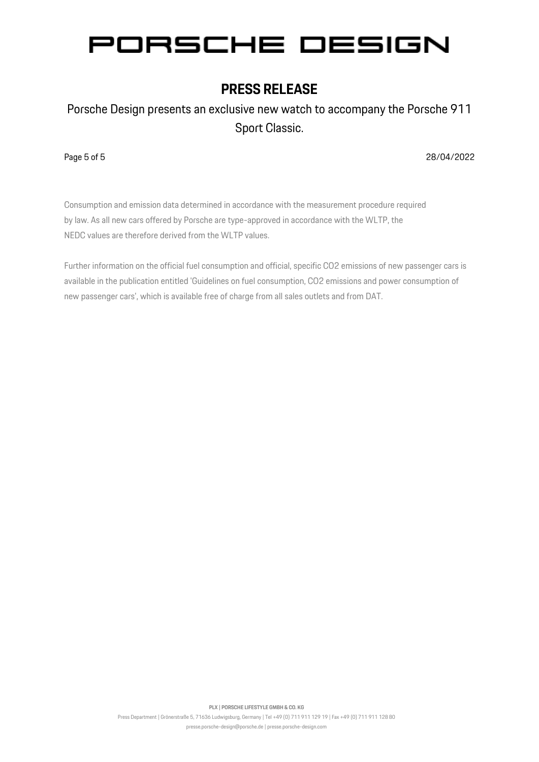Consumption and emission data determined in accordance with the measurement procedure required by law. As all new cars offered by Porsche are type-approved in accordance with the WLTP, the NEDC values are therefore derived from the WLTP values.

Further information on the official fuel consumption and official, specific $CO_2$ emissions of new passenger cars is available in the publication entitled 'Guidelines on fuel consumption, $CO_2$ emissions and power consumption of new passenger cars', which is available free of charge from all sales outlets and from DAT.